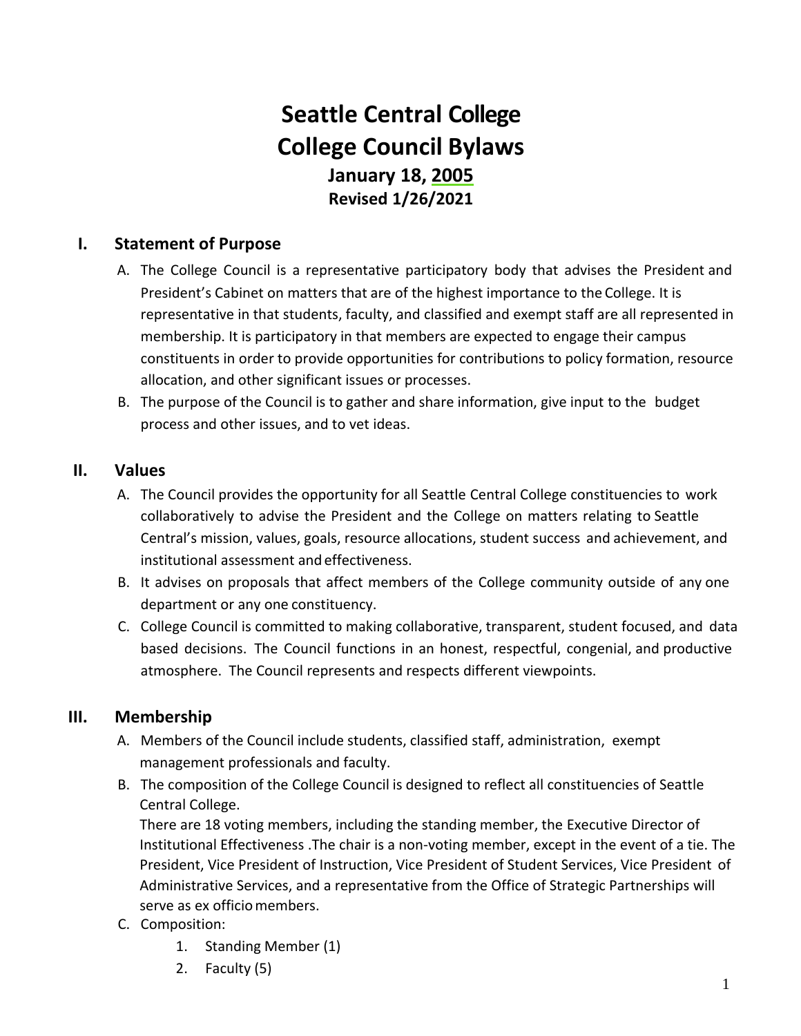# Seattle Central College
# College Council Bylaws

**January 18, 2005**

**Revised 1/26/2021**

## I. Statement of Purpose

A. The College Council is a representative participatory body that advises the President and President's Cabinet on matters that are of the highest importance to the College. It is representative in that students, faculty, and classified and exempt staff are all represented in membership. It is participatory in that members are expected to engage their campus constituents in order to provide opportunities for contributions to policy formation, resource allocation, and other significant issues or processes.

B. The purpose of the Council is to gather and share information, give input to the budget process and other issues, and to vet ideas.

## II. Values

A. The Council provides the opportunity for all Seattle Central College constituencies to work collaboratively to advise the President and the College on matters relating to Seattle Central's mission, values, goals, resource allocations, student success and achievement, and institutional assessment and effectiveness.

B. It advises on proposals that affect members of the College community outside of any one department or any one constituency.

C. College Council is committed to making collaborative, transparent, student focused, and data based decisions. The Council functions in an honest, respectful, congenial, and productive atmosphere. The Council represents and respects different viewpoints.

## III. Membership

A. Members of the Council include students, classified staff, administration, exempt management professionals and faculty.

B. The composition of the College Council is designed to reflect all constituencies of Seattle Central College.
There are 18 voting members, including the standing member, the Executive Director of Institutional Effectiveness .The chair is a non-voting member, except in the event of a tie. The President, Vice President of Instruction, Vice President of Student Services, Vice President of Administrative Services, and a representative from the Office of Strategic Partnerships will serve as ex officio members.

C. Composition:

1. Standing Member (1)
2. Faculty (5)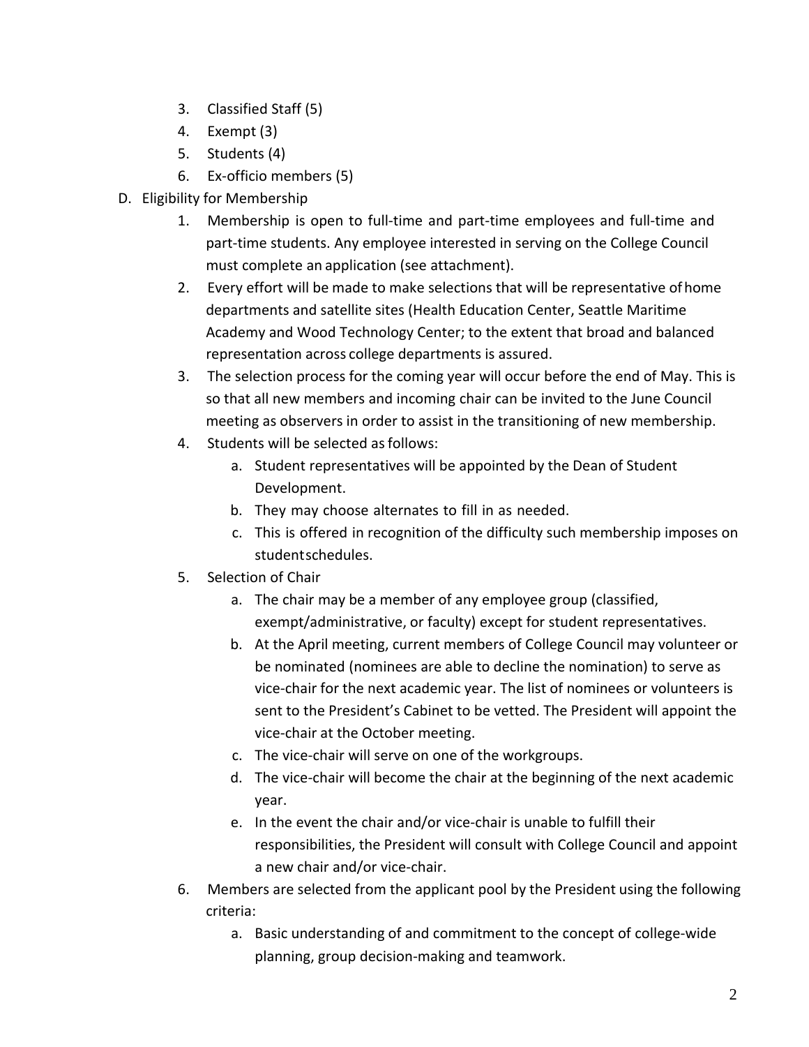3. Classified Staff (5)
4. Exempt (3)
5. Students (4)
6. Ex-officio members (5)

D. Eligibility for Membership

1. Membership is open to full-time and part-time employees and full-time and part-time students. Any employee interested in serving on the College Council must complete an application (see attachment).
2. Every effort will be made to make selections that will be representative of home departments and satellite sites (Health Education Center, Seattle Maritime Academy and Wood Technology Center; to the extent that broad and balanced representation across college departments is assured.
3. The selection process for the coming year will occur before the end of May. This is so that all new members and incoming chair can be invited to the June Council meeting as observers in order to assist in the transitioning of new membership.
4. Students will be selected as follows:
    a. Student representatives will be appointed by the Dean of Student Development.
    b. They may choose alternates to fill in as needed.
    c. This is offered in recognition of the difficulty such membership imposes on student schedules.
5. Selection of Chair
    a. The chair may be a member of any employee group (classified, exempt/administrative, or faculty) except for student representatives.
    b. At the April meeting, current members of College Council may volunteer or be nominated (nominees are able to decline the nomination) to serve as vice-chair for the next academic year. The list of nominees or volunteers is sent to the President's Cabinet to be vetted. The President will appoint the vice-chair at the October meeting.
    c. The vice-chair will serve on one of the workgroups.
    d. The vice-chair will become the chair at the beginning of the next academic year.
    e. In the event the chair and/or vice-chair is unable to fulfill their responsibilities, the President will consult with College Council and appoint a new chair and/or vice-chair.
6. Members are selected from the applicant pool by the President using the following criteria:
    a. Basic understanding of and commitment to the concept of college-wide planning, group decision-making and teamwork.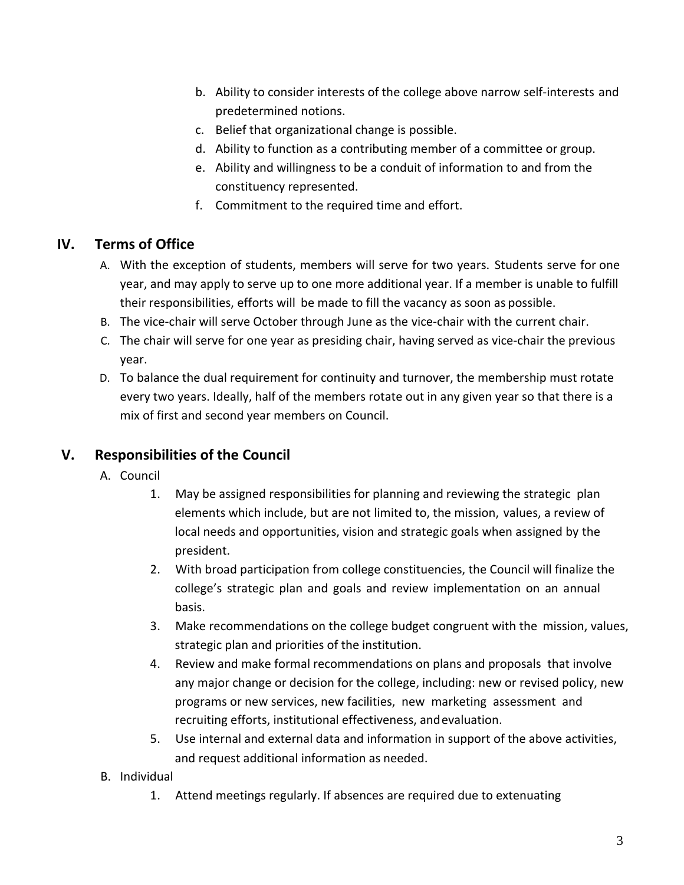b. Ability to consider interests of the college above narrow self-interests and predetermined notions.
c. Belief that organizational change is possible.
d. Ability to function as a contributing member of a committee or group.
e. Ability and willingness to be a conduit of information to and from the constituency represented.
f. Commitment to the required time and effort.

## IV. Terms of Office

A. With the exception of students, members will serve for two years. Students serve for one year, and may apply to serve up to one more additional year. If a member is unable to fulfill their responsibilities, efforts will be made to fill the vacancy as soon as possible.
B. The vice-chair will serve October through June as the vice-chair with the current chair.
C. The chair will serve for one year as presiding chair, having served as vice-chair the previous year.
D. To balance the dual requirement for continuity and turnover, the membership must rotate every two years. Ideally, half of the members rotate out in any given year so that there is a mix of first and second year members on Council.

## V. Responsibilities of the Council

A. Council
   1. May be assigned responsibilities for planning and reviewing the strategic plan elements which include, but are not limited to, the mission, values, a review of local needs and opportunities, vision and strategic goals when assigned by the president.
   2. With broad participation from college constituencies, the Council will finalize the college's strategic plan and goals and review implementation on an annual basis.
   3. Make recommendations on the college budget congruent with the mission, values, strategic plan and priorities of the institution.
   4. Review and make formal recommendations on plans and proposals that involve any major change or decision for the college, including: new or revised policy, new programs or new services, new facilities, new marketing assessment and recruiting efforts, institutional effectiveness, and evaluation.
   5. Use internal and external data and information in support of the above activities, and request additional information as needed.

B. Individual
   1. Attend meetings regularly. If absences are required due to extenuating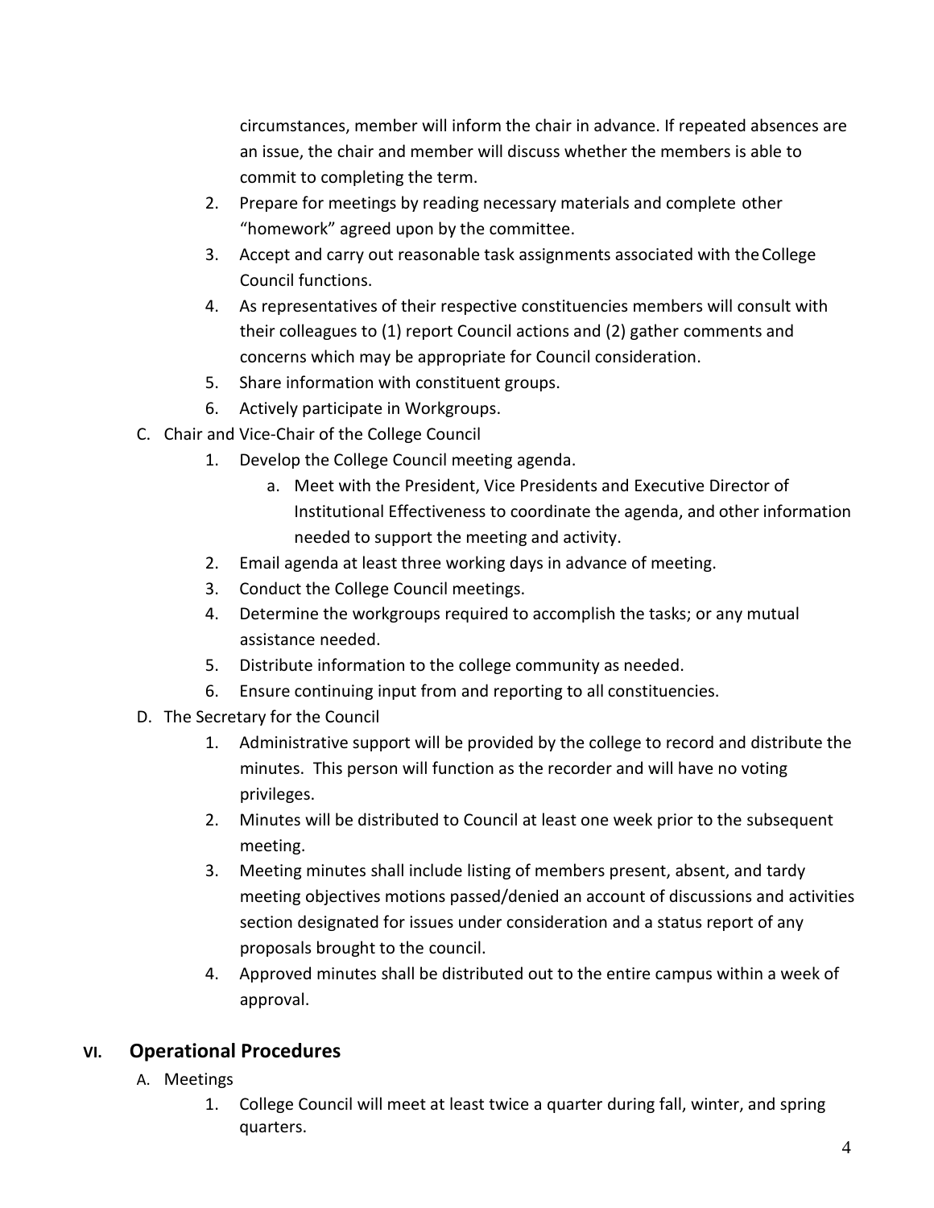circumstances, member will inform the chair in advance. If repeated absences are an issue, the chair and member will discuss whether the members is able to commit to completing the term.

2. Prepare for meetings by reading necessary materials and complete other "homework" agreed upon by the committee.
3. Accept and carry out reasonable task assignments associated with the College Council functions.
4. As representatives of their respective constituencies members will consult with their colleagues to (1) report Council actions and (2) gather comments and concerns which may be appropriate for Council consideration.
5. Share information with constituent groups.
6. Actively participate in Workgroups.

C. Chair and Vice-Chair of the College Council

1. Develop the College Council meeting agenda.
   a. Meet with the President, Vice Presidents and Executive Director of Institutional Effectiveness to coordinate the agenda, and other information needed to support the meeting and activity.
2. Email agenda at least three working days in advance of meeting.
3. Conduct the College Council meetings.
4. Determine the workgroups required to accomplish the tasks; or any mutual assistance needed.
5. Distribute information to the college community as needed.
6. Ensure continuing input from and reporting to all constituencies.

D. The Secretary for the Council

1. Administrative support will be provided by the college to record and distribute the minutes. This person will function as the recorder and will have no voting privileges.
2. Minutes will be distributed to Council at least one week prior to the subsequent meeting.
3. Meeting minutes shall include listing of members present, absent, and tardy meeting objectives motions passed/denied an account of discussions and activities section designated for issues under consideration and a status report of any proposals brought to the council.
4. Approved minutes shall be distributed out to the entire campus within a week of approval.

## VI. Operational Procedures

A. Meetings

1. College Council will meet at least twice a quarter during fall, winter, and spring quarters.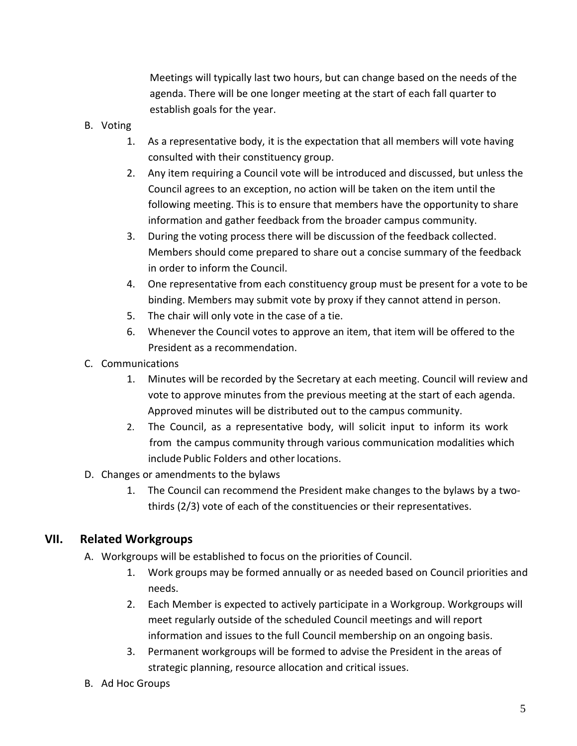Meetings will typically last two hours, but can change based on the needs of the agenda. There will be one longer meeting at the start of each fall quarter to establish goals for the year.

B. Voting
   1. As a representative body, it is the expectation that all members will vote having consulted with their constituency group.
   2. Any item requiring a Council vote will be introduced and discussed, but unless the Council agrees to an exception, no action will be taken on the item until the following meeting. This is to ensure that members have the opportunity to share information and gather feedback from the broader campus community.
   3. During the voting process there will be discussion of the feedback collected. Members should come prepared to share out a concise summary of the feedback in order to inform the Council.
   4. One representative from each constituency group must be present for a vote to be binding. Members may submit vote by proxy if they cannot attend in person.
   5. The chair will only vote in the case of a tie.
   6. Whenever the Council votes to approve an item, that item will be offered to the President as a recommendation.

C. Communications
   1. Minutes will be recorded by the Secretary at each meeting. Council will review and vote to approve minutes from the previous meeting at the start of each agenda. Approved minutes will be distributed out to the campus community.
   2. The Council, as a representative body, will solicit input to inform its work from the campus community through various communication modalities which include Public Folders and other locations.

D. Changes or amendments to the bylaws
   1. The Council can recommend the President make changes to the bylaws by a two-thirds (2/3) vote of each of the constituencies or their representatives.

## VII. Related Workgroups

A. Workgroups will be established to focus on the priorities of Council.
   1. Work groups may be formed annually or as needed based on Council priorities and needs.
   2. Each Member is expected to actively participate in a Workgroup. Workgroups will meet regularly outside of the scheduled Council meetings and will report information and issues to the full Council membership on an ongoing basis.
   3. Permanent workgroups will be formed to advise the President in the areas of strategic planning, resource allocation and critical issues.

B. Ad Hoc Groups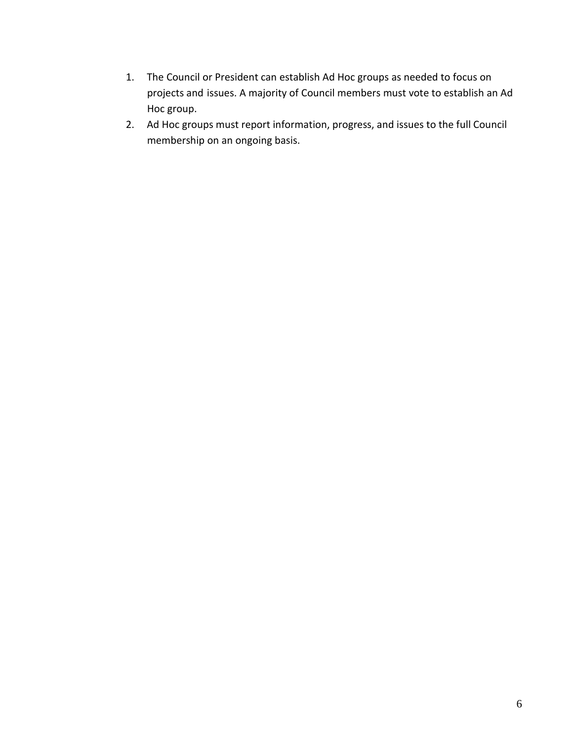1. The Council or President can establish Ad Hoc groups as needed to focus on projects and issues. A majority of Council members must vote to establish an Ad Hoc group.
2. Ad Hoc groups must report information, progress, and issues to the full Council membership on an ongoing basis.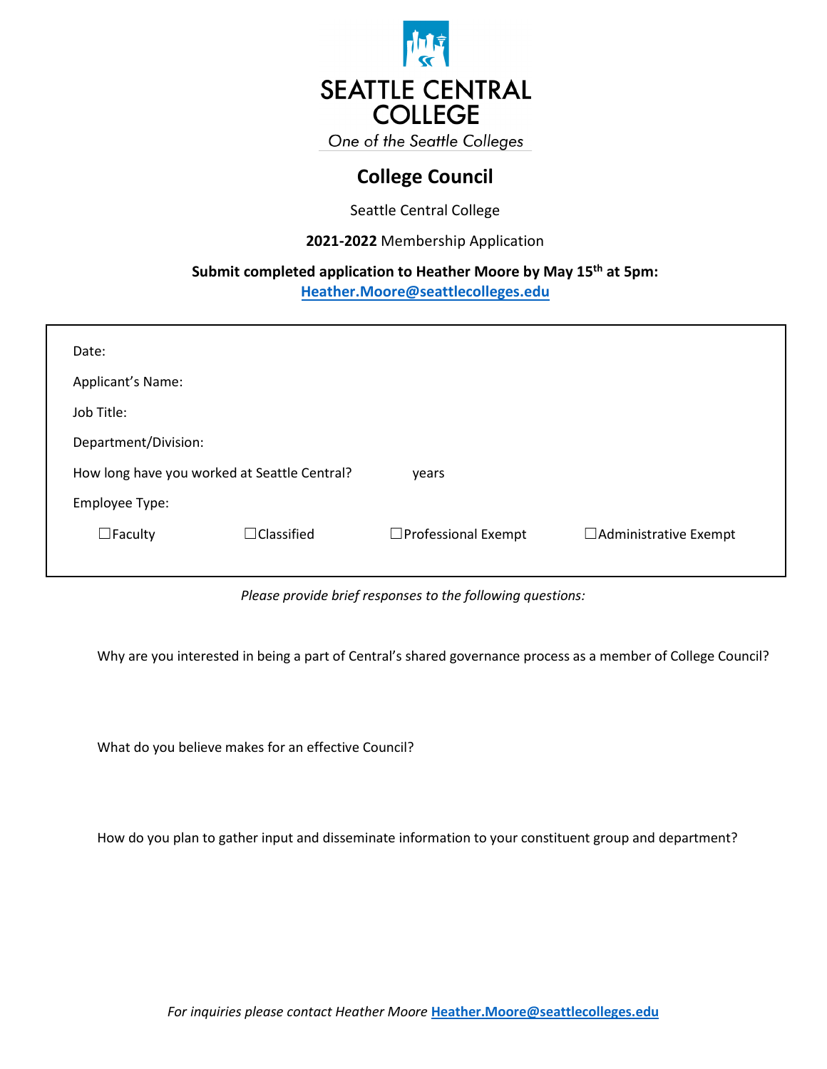SEATTLE CENTRAL COLLEGE

*One of the Seattle Colleges*

# College Council

Seattle Central College

**2021-2022** Membership Application

**Submit completed application to Heather Moore by May 15th at 5pm:**
**Heather.Moore@seattlecolleges.edu**

Date:

Applicant's Name:

Job Title:

Department/Division:

How long have you worked at Seattle Central? years

Employee Type:

☐Faculty ☐Classified ☐Professional Exempt ☐Administrative Exempt

*Please provide brief responses to the following questions:*

Why are you interested in being a part of Central's shared governance process as a member of College Council?

What do you believe makes for an effective Council?

How do you plan to gather input and disseminate information to your constituent group and department?

*For inquiries please contact Heather Moore* **Heather.Moore@seattlecolleges.edu**